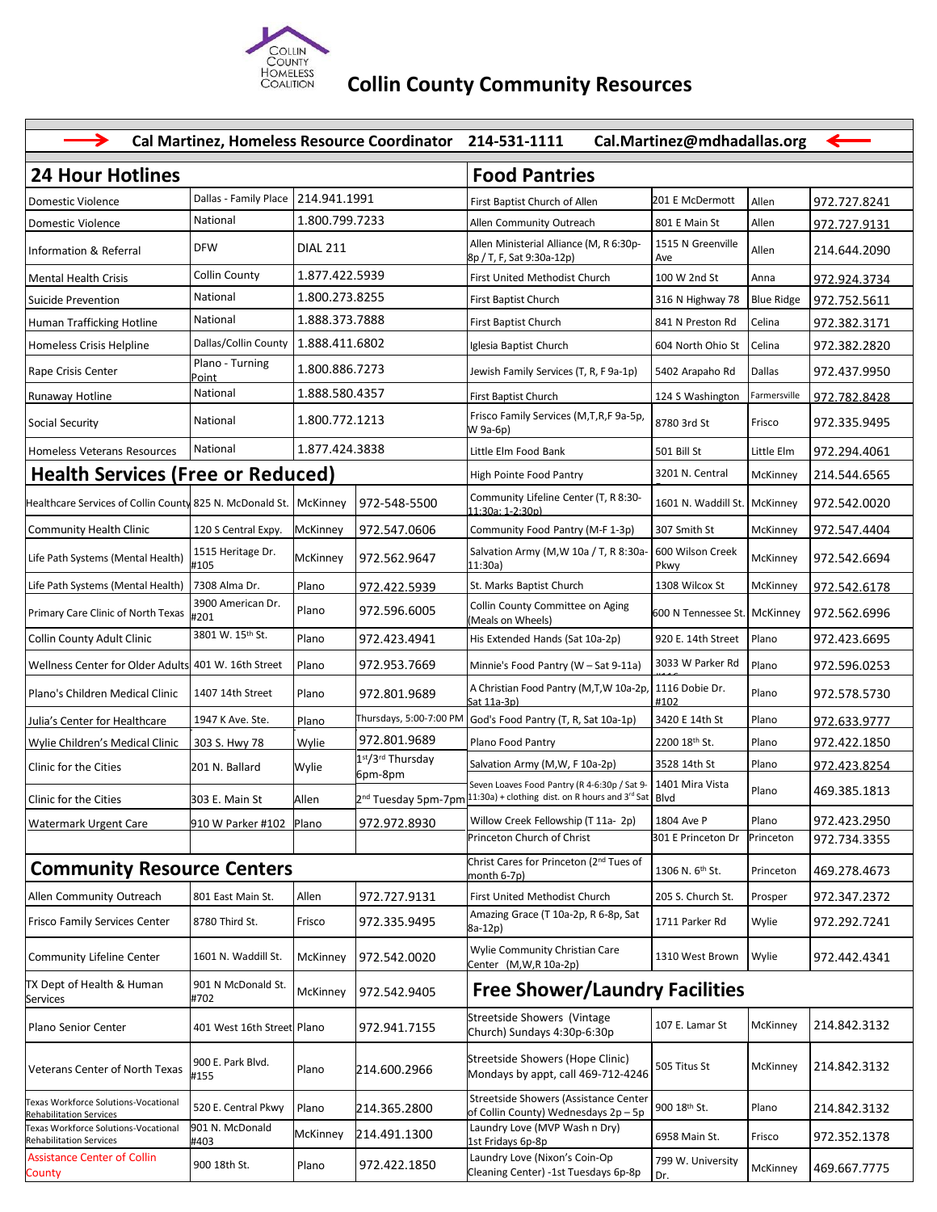# Collin County Community Resources

**Cal Martinez, Homeless Resource Coordinator 214-531-1111 Cal.Martinez@mdhadallas.org**

## 24 Hour Hotlines

| | | |
|---|---|---|
| Domestic Violence | Dallas - Family Place | 214.941.1991 |
| Domestic Violence | National | 1.800.799.7233 |
| Information & Referral | DFW | DIAL 211 |
| Mental Health Crisis | Collin County | 1.877.422.5939 |
| Suicide Prevention | National | 1.800.273.8255 |
| Human Trafficking Hotline | National | 1.888.373.7888 |
| Homeless Crisis Helpline | Dallas/Collin County | 1.888.411.6802 |
| Rape Crisis Center | Plano - Turning Point | 1.800.886.7273 |
| Runaway Hotline | National | 1.888.580.4357 |
| Social Security | National | 1.800.772.1213 |
| Homeless Veterans Resources | National | 1.877.424.3838 |

## Health Services (Free or Reduced)

| | | | |
|---|---|---|---|
| Healthcare Services of Collin County | 825 N. McDonald St. | McKinney | 972-548-5500 |
| Community Health Clinic | 120 S Central Expy. | McKinney | 972.547.0606 |
| Life Path Systems (Mental Health) | 1515 Heritage Dr. #105 | McKinney | 972.562.9647 |
| Life Path Systems (Mental Health) | 7308 Alma Dr. | Plano | 972.422.5939 |
| Primary Care Clinic of North Texas | 3900 American Dr. #201 | Plano | 972.596.6005 |
| Collin County Adult Clinic | 3801 W. 15th St. | Plano | 972.423.4941 |
| Wellness Center for Older Adults | 401 W. 16th Street | Plano | 972.953.7669 |
| Plano's Children Medical Clinic | 1407 14th Street | Plano | 972.801.9689 |
| Julia's Center for Healthcare | 1947 K Ave. Ste. | Plano | Thursdays, 5:00-7:00 PM |
| Wylie Children's Medical Clinic | 303 S. Hwy 78 | Wylie | 972.801.9689 |
| Clinic for the Cities | 201 N. Ballard | Wylie | 1st/3rd Thursday 6pm-8pm |
| Clinic for the Cities | 303 E. Main St | Allen | 2nd Tuesday 5pm-7pm |
| Watermark Urgent Care | 910 W Parker #102 | Plano | 972.972.8930 |

## Community Resource Centers

| | | | |
|---|---|---|---|
| Allen Community Outreach | 801 East Main St. | Allen | 972.727.9131 |
| Frisco Family Services Center | 8780 Third St. | Frisco | 972.335.9495 |
| Community Lifeline Center | 1601 N. Waddill St. | McKinney | 972.542.0020 |
| TX Dept of Health & Human Services | 901 N McDonald St. #702 | McKinney | 972.542.9405 |
| Plano Senior Center | 401 West 16th Street | Plano | 972.941.7155 |
| Veterans Center of North Texas | 900 E. Park Blvd. #155 | Plano | 214.600.2966 |
| Texas Workforce Solutions-Vocational Rehabilitation Services | 520 E. Central Pkwy | Plano | 214.365.2800 |
| Texas Workforce Solutions-Vocational Rehabilitation Services | 901 N. McDonald #403 | McKinney | 214.491.1300 |
| Assistance Center of Collin County | 900 18th St. | Plano | 972.422.1850 |

## Food Pantries

| | | | |
|---|---|---|---|
| First Baptist Church of Allen | 201 E McDermott | Allen | 972.727.8241 |
| Allen Community Outreach | 801 E Main St | Allen | 972.727.9131 |
| Allen Ministerial Alliance (M, R 6:30p-8p / T, F, Sat 9:30a-12p) | 1515 N Greenville Ave | Allen | 214.644.2090 |
| First United Methodist Church | 100 W 2nd St | Anna | 972.924.3734 |
| First Baptist Church | 316 N Highway 78 | Blue Ridge | 972.752.5611 |
| First Baptist Church | 841 N Preston Rd | Celina | 972.382.3171 |
| Iglesia Baptist Church | 604 North Ohio St | Celina | 972.382.2820 |
| Jewish Family Services (T, R, F 9a-1p) | 5402 Arapaho Rd | Dallas | 972.437.9950 |
| First Baptist Church | 124 S Washington | Farmersville | 972.782.8428 |
| Frisco Family Services (M,T,R,F 9a-5p, W 9a-6p) | 8780 3rd St | Frisco | 972.335.9495 |
| Little Elm Food Bank | 501 Bill St | Little Elm | 972.294.4061 |
| High Pointe Food Pantry | 3201 N. Central | McKinney | 214.544.6565 |
| Community Lifeline Center (T, R 8:30-11:30a; 1-2:30p) | 1601 N. Waddill St. | McKinney | 972.542.0020 |
| Community Food Pantry (M-F 1-3p) | 307 Smith St | McKinney | 972.547.4404 |
| Salvation Army (M,W 10a / T, R 8:30a-11:30a) | 600 Wilson Creek Pkwy | McKinney | 972.542.6694 |
| St. Marks Baptist Church | 1308 Wilcox St | McKinney | 972.542.6178 |
| Collin County Committee on Aging (Meals on Wheels) | 600 N Tennessee St. | McKinney | 972.562.6996 |
| His Extended Hands (Sat 10a-2p) | 920 E. 14th Street | Plano | 972.423.6695 |
| Minnie's Food Pantry (W – Sat 9-11a) | 3033 W Parker Rd #116 | Plano | 972.596.0253 |
| A Christian Food Pantry (M,T,W 10a-2p, Sat 11a-3p) | 1116 Dobie Dr. #102 | Plano | 972.578.5730 |
| God's Food Pantry (T, R, Sat 10a-1p) | 3420 E 14th St | Plano | 972.633.9777 |
| Plano Food Pantry | 2200 18th St. | Plano | 972.422.1850 |
| Salvation Army (M,W,F 10a-2p) | 3528 14th St | Plano | 972.423.8254 |
| Seven Loaves Food Pantry (R 4-6:30p / Sat 9-11:30a) + clothing dist. on R hours and 3rd Sat | 1401 Mira Vista Blvd | Plano | 469.385.1813 |
| Willow Creek Fellowship (T 11a- 2p) | 1804 Ave P | Plano | 972.423.2950 |
| Princeton Church of Christ | 301 E Princeton Dr | Princeton | 972.734.3355 |
| Christ Cares for Princeton (2nd Tues of month 6-7p) | 1306 N. 6th St. | Princeton | 469.278.4673 |
| First United Methodist Church | 205 S. Church St. | Prosper | 972.347.2372 |
| Amazing Grace (T 10a-2p, R 6-8p, Sat 8a-12p) | 1711 Parker Rd | Wylie | 972.292.7241 |
| Wylie Community Christian Care Center (M,W,R 10a-2p) | 1310 West Brown | Wylie | 972.442.4341 |

## Free Shower/Laundry Facilities

| | | | |
|---|---|---|---|
| Streetside Showers (Vintage Church) Sundays 4:30p-6:30p | 107 E. Lamar St | McKinney | 214.842.3132 |
| Streetside Showers (Hope Clinic) Mondays by appt, call 469-712-4246 | 505 Titus St | McKinney | 214.842.3132 |
| Streetside Showers (Assistance Center of Collin County) Wednesdays 2p – 5p | 900 18th St. | Plano | 214.842.3132 |
| Laundry Love (MVP Wash n Dry) 1st Fridays 6p-8p | 6958 Main St. | Frisco | 972.352.1378 |
| Laundry Love (Nixon's Coin-Op Cleaning Center) -1st Tuesdays 6p-8p | 799 W. University Dr. | McKinney | 469.667.7775 |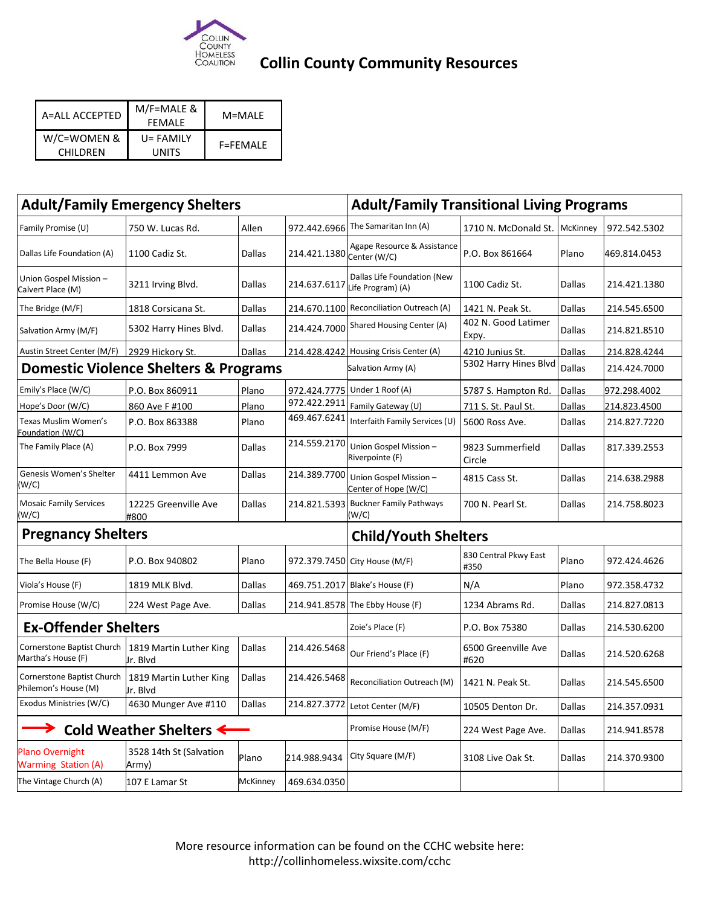# Collin County Community Resources

| | | |
|---|---|---|
| A=ALL ACCEPTED | M/F=MALE & FEMALE | M=MALE |
| W/C=WOMEN & CHILDREN | U= FAMILY UNITS | F=FEMALE |

## Adult/Family Emergency Shelters

| | | | |
|---|---|---|---|
| Family Promise (U) | 750 W. Lucas Rd. | Allen | 972.442.6966 |
| Dallas Life Foundation (A) | 1100 Cadiz St. | Dallas | 214.421.1380 |
| Union Gospel Mission – Calvert Place (M) | 3211 Irving Blvd. | Dallas | 214.637.6117 |
| The Bridge (M/F) | 1818 Corsicana St. | Dallas | 214.670.1100 |
| Salvation Army (M/F) | 5302 Harry Hines Blvd. | Dallas | 214.424.7000 |
| Austin Street Center (M/F) | 2929 Hickory St. | Dallas | 214.428.4242 |

## Domestic Violence Shelters & Programs

| | | | |
|---|---|---|---|
| Emily's Place (W/C) | P.O. Box 860911 | Plano | 972.424.7775 |
| Hope's Door (W/C) | 860 Ave F #100 | Plano | 972.422.2911 |
| Texas Muslim Women's Foundation (W/C) | P.O. Box 863388 | Plano | 469.467.6241 |
| The Family Place (A) | P.O. Box 7999 | Dallas | 214.559.2170 |
| Genesis Women's Shelter (W/C) | 4411 Lemmon Ave | Dallas | 214.389.7700 |
| Mosaic Family Services (W/C) | 12225 Greenville Ave #800 | Dallas | 214.821.5393 |

## Pregnancy Shelters

| | | | |
|---|---|---|---|
| The Bella House (F) | P.O. Box 940802 | Plano | 972.379.7450 |
| Viola's House (F) | 1819 MLK Blvd. | Dallas | 469.751.2017 |
| Promise House (W/C) | 224 West Page Ave. | Dallas | 214.941.8578 |

## Ex-Offender Shelters

| | | | |
|---|---|---|---|
| Cornerstone Baptist Church Martha's House (F) | 1819 Martin Luther King Jr. Blvd | Dallas | 214.426.5468 |
| Cornerstone Baptist Church Philemon's House (M) | 1819 Martin Luther King Jr. Blvd | Dallas | 214.426.5468 |
| Exodus Ministries (W/C) | 4630 Munger Ave #110 | Dallas | 214.827.3772 |

## → Cold Weather Shelters ←

| | | | |
|---|---|---|---|
| Plano Overnight Warming Station (A) | 3528 14th St (Salvation Army) | Plano | 214.988.9434 |
| The Vintage Church (A) | 107 E Lamar St | McKinney | 469.634.0350 |

## Adult/Family Transitional Living Programs

| | | | |
|---|---|---|---|
| The Samaritan Inn (A) | 1710 N. McDonald St. | McKinney | 972.542.5302 |
| Agape Resource & Assistance Center (W/C) | P.O. Box 861664 | Plano | 469.814.0453 |
| Dallas Life Foundation (New Life Program) (A) | 1100 Cadiz St. | Dallas | 214.421.1380 |
| Reconciliation Outreach (A) | 1421 N. Peak St. | Dallas | 214.545.6500 |
| Shared Housing Center (A) | 402 N. Good Latimer Expy. | Dallas | 214.821.8510 |
| Housing Crisis Center (A) | 4210 Junius St. | Dallas | 214.828.4244 |
| Salvation Army (A) | 5302 Harry Hines Blvd | Dallas | 214.424.7000 |
| Under 1 Roof (A) | 5787 S. Hampton Rd. | Dallas | 972.298.4002 |
| Family Gateway (U) | 711 S. St. Paul St. | Dallas | 214.823.4500 |
| Interfaith Family Services (U) | 5600 Ross Ave. | Dallas | 214.827.7220 |
| Union Gospel Mission – Riverpointe (F) | 9823 Summerfield Circle | Dallas | 817.339.2553 |
| Union Gospel Mission – Center of Hope (W/C) | 4815 Cass St. | Dallas | 214.638.2988 |
| Buckner Family Pathways (W/C) | 700 N. Pearl St. | Dallas | 214.758.8023 |

## Child/Youth Shelters

| | | | |
|---|---|---|---|
| City House (M/F) | 830 Central Pkwy East #350 | Plano | 972.424.4626 |
| Blake's House (F) | N/A | Plano | 972.358.4732 |
| The Ebby House (F) | 1234 Abrams Rd. | Dallas | 214.827.0813 |
| Zoie's Place (F) | P.O. Box 75380 | Dallas | 214.530.6200 |
| Our Friend's Place (F) | 6500 Greenville Ave #620 | Dallas | 214.520.6268 |
| Reconciliation Outreach (M) | 1421 N. Peak St. | Dallas | 214.545.6500 |
| Letot Center (M/F) | 10505 Denton Dr. | Dallas | 214.357.0931 |
| Promise House (M/F) | 224 West Page Ave. | Dallas | 214.941.8578 |
| City Square (M/F) | 3108 Live Oak St. | Dallas | 214.370.9300 |

More resource information can be found on the CCHC website here:
http://collinhomeless.wixsite.com/cchc